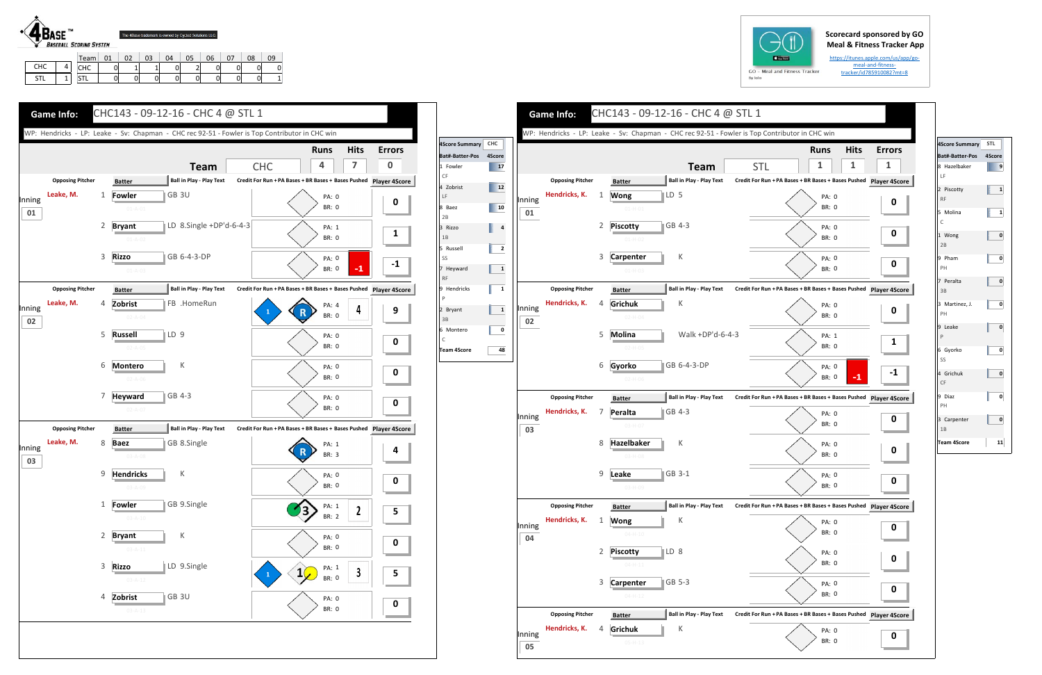4BASE™ BASEBALL SCORING SYSTEM

The 4Base trademark is owned by Cycled Solutions LLC

| | | Team | 01 | 02 | 03 | 04 | 05 | 06 | 07 | 08 | 09 |
|---|---|---|---|---|---|---|---|---|---|---|---|
| CHC | 4 | CHC | 0 | 1 | 1 | 0 | 2 | 0 | 0 | 0 | 0 |
| STL | 1 | STL | 0 | 0 | 0 | 0 | 0 | 0 | 0 | 0 | 1 |

Scorecard sponsored by GO Meal & Fitness Tracker App

https://itunes.apple.com/us/app/go-meal-and-fitness-tracker/id785910082?mt=8

GO - Meal and Fitness Tracker By Iolo

## Game Info: CHC143 - 09-12-16 - CHC 4 @ STL 1

WP: Hendricks - LP: Leake - Sv: Chapman - CHC rec 92-51 - Fowler is Top Contributor in CHC win

| Team | Runs | Hits | Errors |
|---|---|---|---|
| CHC | 4 | 7 | 0 |

| Inning | Opposing Pitcher | # | Batter | Ball in Play - Play Text | Credit For Run + PA Bases + BR Bases + Bases Pushed | PA | BR | Player 4Score |
|---|---|---|---|---|---|---|---|---|
| 01 | Leake, M. | 1 | Fowler | GB 3U | | 0 | 0 | 0 |
| | | 2 | Bryant | LD 8.Single +DP'd-6-4-3 | | 1 | 0 | 1 |
| | | 3 | Rizzo | GB 6-4-3-DP | -1 | 0 | 0 | -1 |
| 02 | Leake, M. | 4 | Zobrist | FB .HomeRun | 1 R 4 | 4 | 0 | 9 |
| | | 5 | Russell | LD 9 | | 0 | 0 | 0 |
| | | 6 | Montero | K | | 0 | 0 | 0 |
| | | 7 | Heyward | GB 4-3 | | 0 | 0 | 0 |
| 03 | Leake, M. | 8 | Baez | GB 8.Single | R | 1 | 3 | 4 |
| | | 9 | Hendricks | K | | 0 | 0 | 0 |
| | | 1 | Fowler | GB 9.Single | 3 2 | 1 | 2 | 5 |
| | | 2 | Bryant | K | | 0 | 0 | 0 |
| | | 3 | Rizzo | LD 9.Single | 1 1 3 | 1 | 0 | 5 |
| | | 4 | Zobrist | GB 3U | | 0 | 0 | 0 |

| 4Score Summary CHC | |
|---|---|
| Bat#-Batter-Pos | 4Score |
| 1 Fowler CF | 17 |
| 4 Zobrist LF | 12 |
| 8 Baez 2B | 10 |
| 3 Rizzo 1B | 4 |
| 5 Russell SS | 2 |
| 7 Heyward RF | 1 |
| 9 Hendricks P | 1 |
| 2 Bryant 3B | 1 |
| 6 Montero C | 0 |
| Team 4Score | 48 |

## Game Info: CHC143 - 09-12-16 - CHC 4 @ STL 1

WP: Hendricks - LP: Leake - Sv: Chapman - CHC rec 92-51 - Fowler is Top Contributor in CHC win

| Team | Runs | Hits | Errors |
|---|---|---|---|
| STL | 1 | 1 | 1 |

| Inning | Opposing Pitcher | # | Batter | Ball in Play - Play Text | Credit For Run + PA Bases + BR Bases + Bases Pushed | PA | BR | Player 4Score |
|---|---|---|---|---|---|---|---|---|
| 01 | Hendricks, K. | 1 | Wong | LD 5 | | 0 | 0 | 0 |
| | | 2 | Piscotty | GB 4-3 | | 0 | 0 | 0 |
| | | 3 | Carpenter | K | | 0 | 0 | 0 |
| 02 | Hendricks, K. | 4 | Grichuk | K | | 0 | 0 | 0 |
| | | 5 | Molina | Walk +DP'd-6-4-3 | | 1 | 0 | 1 |
| | | 6 | Gyorko | GB 6-4-3-DP | -1 | 0 | 0 | -1 |
| 03 | Hendricks, K. | 7 | Peralta | GB 4-3 | | 0 | 0 | 0 |
| | | 8 | Hazelbaker | K | | 0 | 0 | 0 |
| | | 9 | Leake | GB 3-1 | | 0 | 0 | 0 |
| 04 | Hendricks, K. | 1 | Wong | K | | 0 | 0 | 0 |
| | | 2 | Piscotty | LD 8 | | 0 | 0 | 0 |
| | | 3 | Carpenter | GB 5-3 | | 0 | 0 | 0 |
| 05 | Hendricks, K. | 4 | Grichuk | K | | 0 | 0 | 0 |

| 4Score Summary STL | |
|---|---|
| Bat#-Batter-Pos | 4Score |
| 8 Hazelbaker LF | 9 |
| 2 Piscotty RF | 1 |
| 5 Molina C | 1 |
| 1 Wong 2B | 0 |
| 9 Pham PH | 0 |
| 7 Peralta 3B | 0 |
| 3 Martinez, J. PH | 0 |
| 9 Leake P | 0 |
| 6 Gyorko SS | 0 |
| 4 Grichuk CF | 0 |
| 9 Diaz PH | 0 |
| 3 Carpenter 1B | 0 |
| Team 4Score | 11 |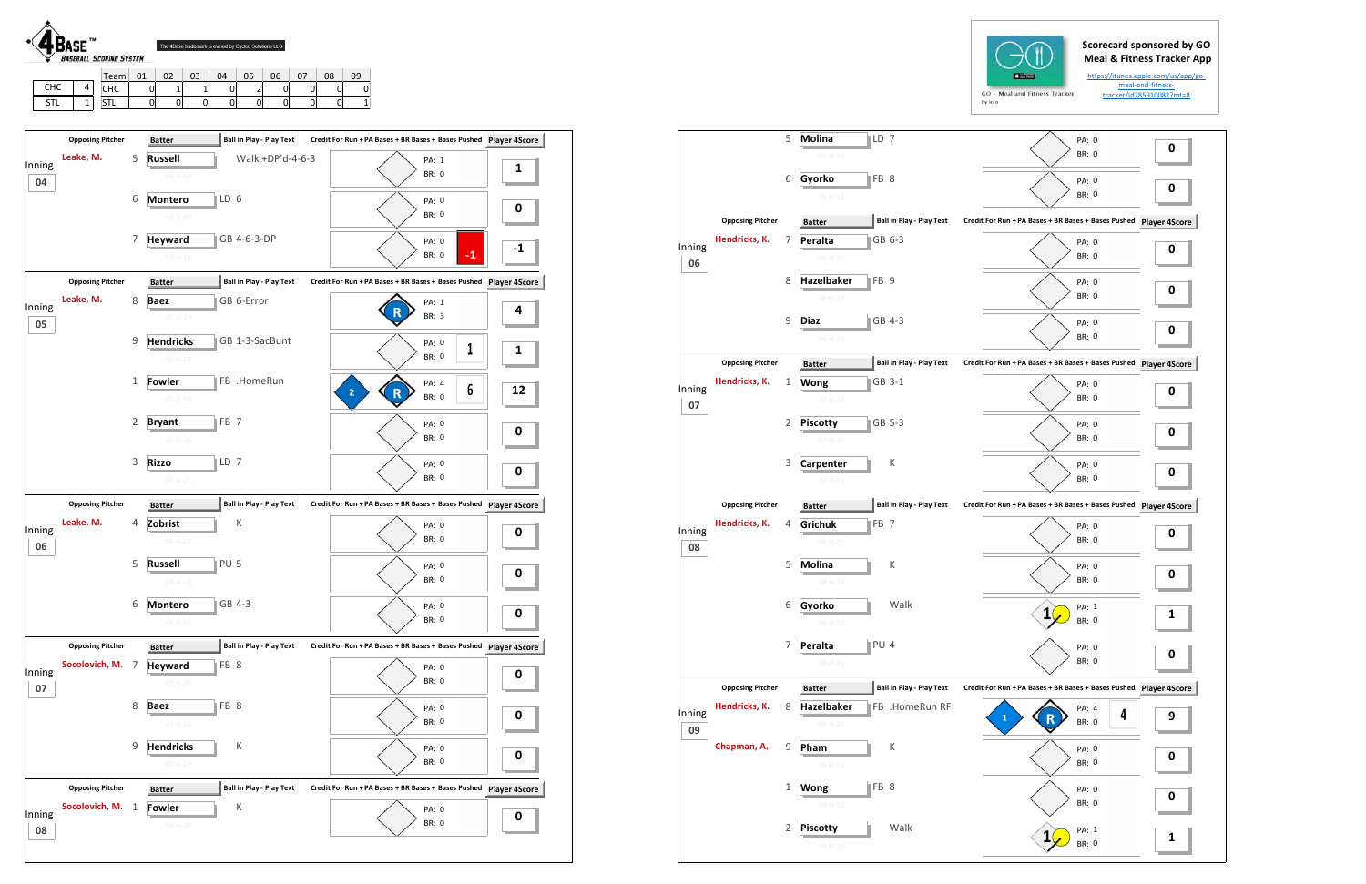**4BASE™ Baseball Scoring System** — The 4Base trademark is owned by Cycled Solutions LLC

| | | Team | 01 | 02 | 03 | 04 | 05 | 06 | 07 | 08 | 09 |
|---|---|---|---|---|---|---|---|---|---|---|---|
| CHC | 4 | CHC | 0 | 1 | 1 | 0 | 2 | 0 | 0 | 0 | 0 |
| STL | 1 | STL | 0 | 0 | 0 | 0 | 0 | 0 | 0 | 0 | 1 |

Scorecard sponsored by GO Meal & Fitness Tracker App
https://itunes.apple.com/us/app/go-meal-and-fitness-tracker/id785910082?mt=8

GO - Meal and Fitness Tracker

| Inning | Opposing Pitcher | # | Batter | Ball in Play - Play Text | Credit For Run + PA Bases + BR Bases + Bases Pushed | Player 4Score |
|---|---|---|---|---|---|---|
| 04 | Leake, M. | 5 | Russell | Walk +DP'd-4-6-3 | PA: 1 BR: 0 | 1 |
| | | 6 | Montero | LD 6 | PA: 0 BR: 0 | 0 |
| | | 7 | Heyward | GB 4-6-3-DP | PA: 0 BR: 0 (-1) | -1 |
| 05 | Leake, M. | 8 | Baez | GB 6-Error | R; PA: 1 BR: 3 | 4 |
| | | 9 | Hendricks | GB 1-3-SacBunt | PA: 0 BR: 0 (1) | 1 |
| | | 1 | Fowler | FB .HomeRun | 2, R; PA: 4 BR: 0 (6) | 12 |
| | | 2 | Bryant | FB 7 | PA: 0 BR: 0 | 0 |
| | | 3 | Rizzo | LD 7 | PA: 0 BR: 0 | 0 |
| 06 | Leake, M. | 4 | Zobrist | K | PA: 0 BR: 0 | 0 |
| | | 5 | Russell | PU 5 | PA: 0 BR: 0 | 0 |
| | | 6 | Montero | GB 4-3 | PA: 0 BR: 0 | 0 |
| 07 | Socolovich, M. | 7 | Heyward | FB 8 | PA: 0 BR: 0 | 0 |
| | | 8 | Baez | FB 8 | PA: 0 BR: 0 | 0 |
| | | 9 | Hendricks | K | PA: 0 BR: 0 | 0 |
| 08 | Socolovich, M. | 1 | Fowler | K | PA: 0 BR: 0 | 0 |

| Inning | Opposing Pitcher | # | Batter | Ball in Play - Play Text | Credit For Run + PA Bases + BR Bases + Bases Pushed | Player 4Score |
|---|---|---|---|---|---|---|
| | | 5 | Molina | LD 7 | PA: 0 BR: 0 | 0 |
| | | 6 | Gyorko | FB 8 | PA: 0 BR: 0 | 0 |
| 06 | Hendricks, K. | 7 | Peralta | GB 6-3 | PA: 0 BR: 0 | 0 |
| | | 8 | Hazelbaker | FB 9 | PA: 0 BR: 0 | 0 |
| | | 9 | Diaz | GB 4-3 | PA: 0 BR: 0 | 0 |
| 07 | Hendricks, K. | 1 | Wong | GB 3-1 | PA: 0 BR: 0 | 0 |
| | | 2 | Piscotty | GB 5-3 | PA: 0 BR: 0 | 0 |
| | | 3 | Carpenter | K | PA: 0 BR: 0 | 0 |
| 08 | Hendricks, K. | 4 | Grichuk | FB 7 | PA: 0 BR: 0 | 0 |
| | | 5 | Molina | K | PA: 0 BR: 0 | 0 |
| | | 6 | Gyorko | Walk | 1; PA: 1 BR: 0 | 1 |
| | | 7 | Peralta | PU 4 | PA: 0 BR: 0 | 0 |
| 09 | Hendricks, K. | 8 | Hazelbaker | FB .HomeRun RF | 1, R; PA: 4 BR: 0 (4) | 9 |
| | Chapman, A. | 9 | Pham | K | PA: 0 BR: 0 | 0 |
| | | 1 | Wong | FB 8 | PA: 0 BR: 0 | 0 |
| | | 2 | Piscotty | Walk | 1; PA: 1 BR: 0 | 1 |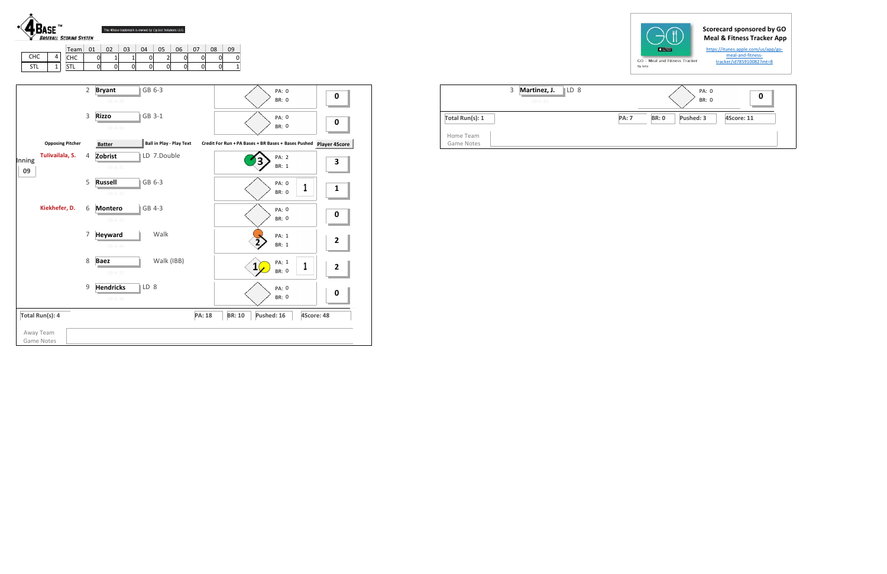4BASE™ BASEBALL SCORING SYSTEM

The 4Base trademark is owned by Cycled Solutions LLC

| | |
|---|---|
| CHC | 4 |
| STL | 1 |

| Team | 01 | 02 | 03 | 04 | 05 | 06 | 07 | 08 | 09 |
|---|---|---|---|---|---|---|---|---|---|
| CHC | 0 | 1 | 1 | 0 | 2 | 0 | 0 | 0 | 0 |
| STL | 0 | 0 | 0 | 0 | 0 | 0 | 0 | 0 | 1 |

**Scorecard sponsored by GO Meal & Fitness Tracker App**

GO - Meal and Fitness Tracker

https://itunes.apple.com/us/app/go-meal-and-fitness-tracker/id785910082?mt=8

Inning 09

| Opposing Pitcher | # | Batter | Ball in Play - Play Text | Credit For Run + PA Bases + BR Bases + Bases Pushed | | Player 4Score |
|---|---|---|---|---|---|---|
| | 2 | Bryant | GB 6-3 | PA: 0 BR: 0 | | 0 |
| | 3 | Rizzo | GB 3-1 | PA: 0 BR: 0 | | 0 |
| Tulivailala, S. | 4 | Zobrist | LD 7.Double | 3 PA: 2 BR: 1 | | 3 |
| | 5 | Russell | GB 6-3 | PA: 0 BR: 0 | 1 | 1 |
| Kiekhefer, D. | 6 | Montero | GB 4-3 | PA: 0 BR: 0 | | 0 |
| | 7 | Heyward | Walk | 2 PA: 1 BR: 1 | | 2 |
| | 8 | Baez | Walk (IBB) | 1 PA: 1 BR: 0 | 1 | 2 |
| | 9 | Hendricks | LD 8 | PA: 0 BR: 0 | | 0 |

Total Run(s): 4 | PA: 18 | BR: 10 | Pushed: 16 | 4Score: 48

Away Team Game Notes

| # | Batter | Ball in Play - Play Text | Credit For Run + PA Bases + BR Bases + Bases Pushed | Player 4Score |
|---|---|---|---|---|
| 3 | Martinez, J. | LD 8 | PA: 0 BR: 0 | 0 |

Total Run(s): 1 | PA: 7 | BR: 0 | Pushed: 3 | 4Score: 11

Home Team Game Notes